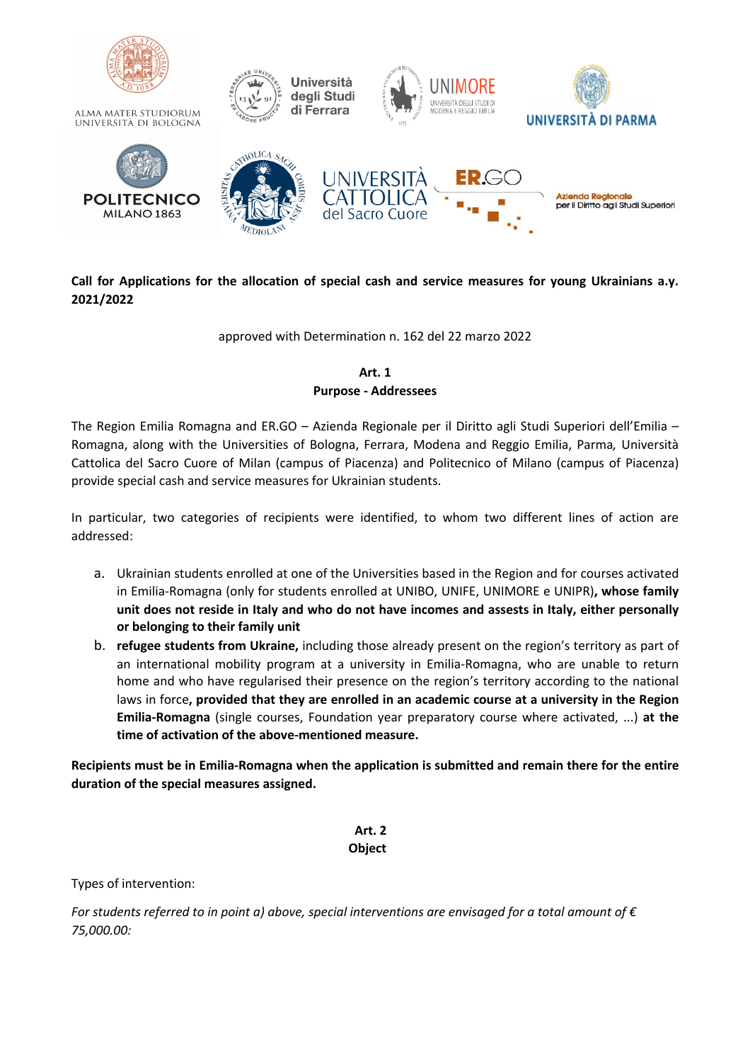**Call for Applications for the allocation of special cash and service measures for young Ukrainians a.y. 2021/2022**

approved with Determination n. 162 del 22 marzo 2022

## Art. 1
## Purpose - Addressees

The Region Emilia Romagna and ER.GO – Azienda Regionale per il Diritto agli Studi Superiori dell'Emilia – Romagna, along with the Universities of Bologna, Ferrara, Modena and Reggio Emilia, Parma, Università Cattolica del Sacro Cuore of Milan (campus of Piacenza) and Politecnico of Milano (campus of Piacenza) provide special cash and service measures for Ukrainian students.

In particular, two categories of recipients were identified, to whom two different lines of action are addressed:

a. Ukrainian students enrolled at one of the Universities based in the Region and for courses activated in Emilia-Romagna (only for students enrolled at UNIBO, UNIFE, UNIMORE e UNIPR)**, whose family unit does not reside in Italy and who do not have incomes and assests in Italy, either personally or belonging to their family unit**
b. **refugee students from Ukraine,** including those already present on the region's territory as part of an international mobility program at a university in Emilia-Romagna, who are unable to return home and who have regularised their presence on the region's territory according to the national laws in force**, provided that they are enrolled in an academic course at a university in the Region Emilia-Romagna** (single courses, Foundation year preparatory course where activated, ...) **at the time of activation of the above-mentioned measure.**

**Recipients must be in Emilia-Romagna when the application is submitted and remain there for the entire duration of the special measures assigned.**

## Art. 2
## Object

Types of intervention:

*For students referred to in point a) above, special interventions are envisaged for a total amount of € 75,000.00:*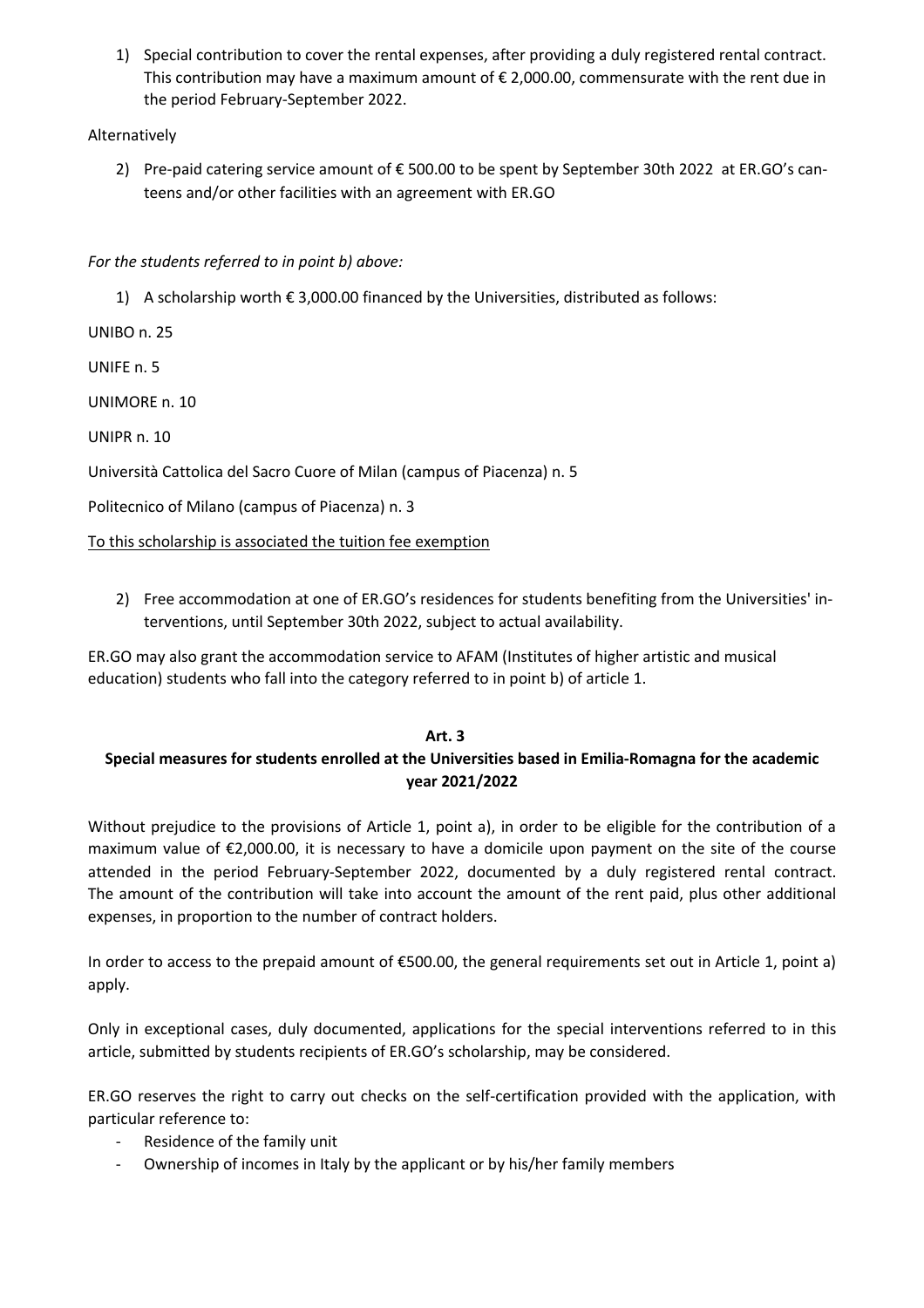1) Special contribution to cover the rental expenses, after providing a duly registered rental contract. This contribution may have a maximum amount of € 2,000.00, commensurate with the rent due in the period February-September 2022.

Alternatively

2) Pre-paid catering service amount of € 500.00 to be spent by September 30th 2022 at ER.GO's canteens and/or other facilities with an agreement with ER.GO

*For the students referred to in point b) above:*

1) A scholarship worth € 3,000.00 financed by the Universities, distributed as follows:

UNIBO n. 25

UNIFE n. 5

UNIMORE n. 10

UNIPR n. 10

Università Cattolica del Sacro Cuore of Milan (campus of Piacenza) n. 5

Politecnico of Milano (campus of Piacenza) n. 3

<u>To this scholarship is associated the tuition fee exemption</u>

2) Free accommodation at one of ER.GO's residences for students benefiting from the Universities' interventions, until September 30th 2022, subject to actual availability.

ER.GO may also grant the accommodation service to AFAM (Institutes of higher artistic and musical education) students who fall into the category referred to in point b) of article 1.

## Art. 3
## Special measures for students enrolled at the Universities based in Emilia-Romagna for the academic year 2021/2022

Without prejudice to the provisions of Article 1, point a), in order to be eligible for the contribution of a maximum value of €2,000.00, it is necessary to have a domicile upon payment on the site of the course attended in the period February-September 2022, documented by a duly registered rental contract. The amount of the contribution will take into account the amount of the rent paid, plus other additional expenses, in proportion to the number of contract holders.

In order to access to the prepaid amount of €500.00, the general requirements set out in Article 1, point a) apply.

Only in exceptional cases, duly documented, applications for the special interventions referred to in this article, submitted by students recipients of ER.GO's scholarship, may be considered.

ER.GO reserves the right to carry out checks on the self-certification provided with the application, with particular reference to:

- Residence of the family unit
- Ownership of incomes in Italy by the applicant or by his/her family members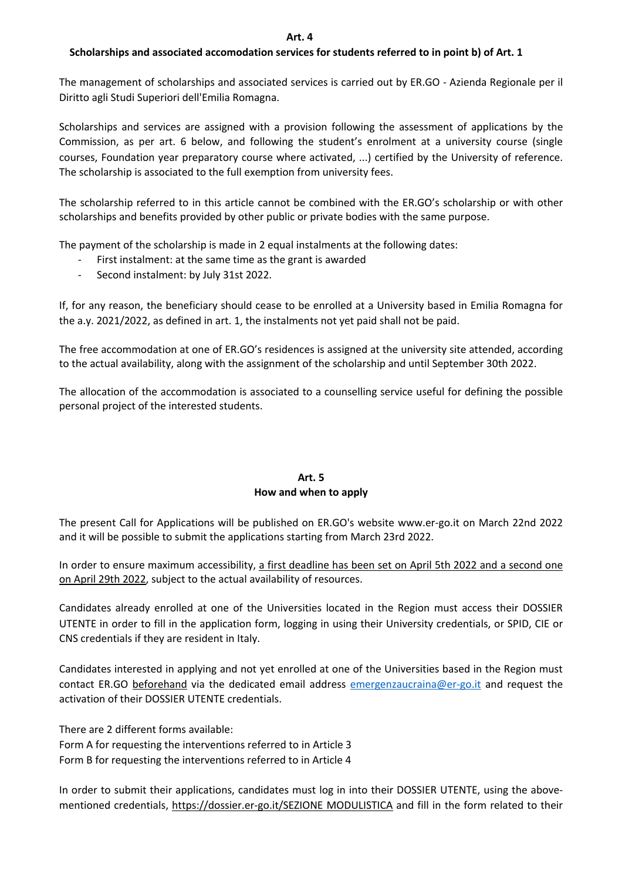## Art. 4
### Scholarships and associated accomodation services for students referred to in point b) of Art. 1

The management of scholarships and associated services is carried out by ER.GO - Azienda Regionale per il Diritto agli Studi Superiori dell'Emilia Romagna.

Scholarships and services are assigned with a provision following the assessment of applications by the Commission, as per art. 6 below, and following the student's enrolment at a university course (single courses, Foundation year preparatory course where activated, ...) certified by the University of reference. The scholarship is associated to the full exemption from university fees.

The scholarship referred to in this article cannot be combined with the ER.GO's scholarship or with other scholarships and benefits provided by other public or private bodies with the same purpose.

The payment of the scholarship is made in 2 equal instalments at the following dates:

- First instalment: at the same time as the grant is awarded
- Second instalment: by July 31st 2022.

If, for any reason, the beneficiary should cease to be enrolled at a University based in Emilia Romagna for the a.y. 2021/2022, as defined in art. 1, the instalments not yet paid shall not be paid.

The free accommodation at one of ER.GO's residences is assigned at the university site attended, according to the actual availability, along with the assignment of the scholarship and until September 30th 2022.

The allocation of the accommodation is associated to a counselling service useful for defining the possible personal project of the interested students.

## Art. 5
### How and when to apply

The present Call for Applications will be published on ER.GO's website www.er-go.it on March 22nd 2022 and it will be possible to submit the applications starting from March 23rd 2022.

In order to ensure maximum accessibility, <u>a first deadline has been set on April 5th 2022 and a second one on April 29th 2022</u>, subject to the actual availability of resources.

Candidates already enrolled at one of the Universities located in the Region must access their DOSSIER UTENTE in order to fill in the application form, logging in using their University credentials, or SPID, CIE or CNS credentials if they are resident in Italy.

Candidates interested in applying and not yet enrolled at one of the Universities based in the Region must contact ER.GO <u>beforehand</u> via the dedicated email address emergenzaucraina@er-go.it and request the activation of their DOSSIER UTENTE credentials.

There are 2 different forms available:
Form A for requesting the interventions referred to in Article 3
Form B for requesting the interventions referred to in Article 4

In order to submit their applications, candidates must log in into their DOSSIER UTENTE, using the above-mentioned credentials, https://dossier.er-go.it/SEZIONE MODULISTICA and fill in the form related to their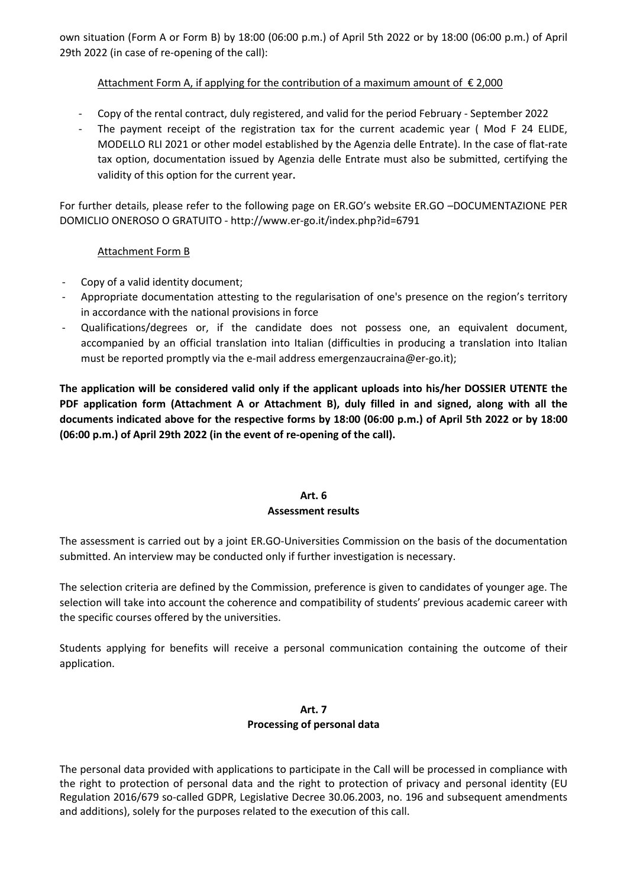own situation (Form A or Form B) by 18:00 (06:00 p.m.) of April 5th 2022 or by 18:00 (06:00 p.m.) of April 29th 2022 (in case of re-opening of the call):

Attachment Form A, if applying for the contribution of a maximum amount of € 2,000

- Copy of the rental contract, duly registered, and valid for the period February - September 2022
- The payment receipt of the registration tax for the current academic year ( Mod F 24 ELIDE, MODELLO RLI 2021 or other model established by the Agenzia delle Entrate). In the case of flat-rate tax option, documentation issued by Agenzia delle Entrate must also be submitted, certifying the validity of this option for the current year**.**

For further details, please refer to the following page on ER.GO's website ER.GO –DOCUMENTAZIONE PER DOMICLIO ONEROSO O GRATUITO - http://www.er-go.it/index.php?id=6791

Attachment Form B

- Copy of a valid identity document;
- Appropriate documentation attesting to the regularisation of one's presence on the region's territory in accordance with the national provisions in force
- Qualifications/degrees or, if the candidate does not possess one, an equivalent document, accompanied by an official translation into Italian (difficulties in producing a translation into Italian must be reported promptly via the e-mail address emergenzaucraina@er-go.it);

**The application will be considered valid only if the applicant uploads into his/her DOSSIER UTENTE the PDF application form (Attachment A or Attachment B), duly filled in and signed, along with all the documents indicated above for the respective forms by 18:00 (06:00 p.m.) of April 5th 2022 or by 18:00 (06:00 p.m.) of April 29th 2022 (in the event of re-opening of the call).**

## Art. 6
## Assessment results

The assessment is carried out by a joint ER.GO-Universities Commission on the basis of the documentation submitted. An interview may be conducted only if further investigation is necessary.

The selection criteria are defined by the Commission, preference is given to candidates of younger age. The selection will take into account the coherence and compatibility of students' previous academic career with the specific courses offered by the universities.

Students applying for benefits will receive a personal communication containing the outcome of their application.

## Art. 7
## Processing of personal data

The personal data provided with applications to participate in the Call will be processed in compliance with the right to protection of personal data and the right to protection of privacy and personal identity (EU Regulation 2016/679 so-called GDPR, Legislative Decree 30.06.2003, no. 196 and subsequent amendments and additions), solely for the purposes related to the execution of this call.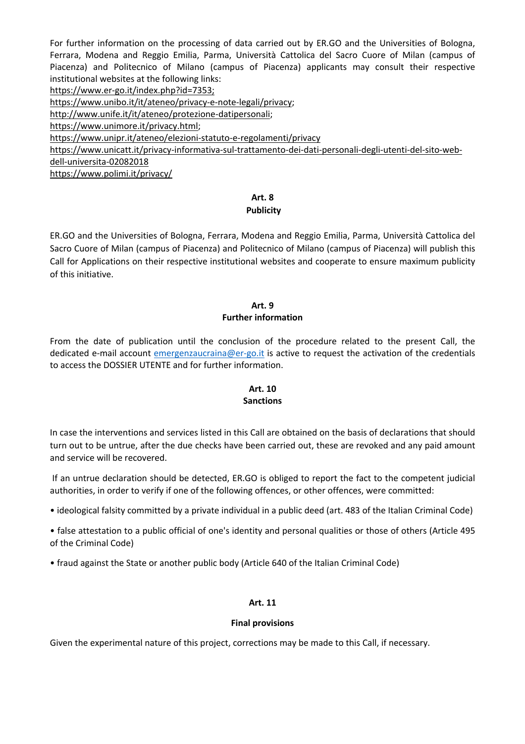For further information on the processing of data carried out by ER.GO and the Universities of Bologna, Ferrara, Modena and Reggio Emilia, Parma, Università Cattolica del Sacro Cuore of Milan (campus of Piacenza) and Politecnico of Milano (campus of Piacenza) applicants may consult their respective institutional websites at the following links:

https://www.er-go.it/index.php?id=7353;
https://www.unibo.it/it/ateneo/privacy-e-note-legali/privacy;
http://www.unife.it/it/ateneo/protezione-datipersonali;
https://www.unimore.it/privacy.html;
https://www.unipr.it/ateneo/elezioni-statuto-e-regolamenti/privacy
https://www.unicatt.it/privacy-informativa-sul-trattamento-dei-dati-personali-degli-utenti-del-sito-web-dell-universita-02082018
https://www.polimi.it/privacy/

**Art. 8**
**Publicity**

ER.GO and the Universities of Bologna, Ferrara, Modena and Reggio Emilia, Parma, Università Cattolica del Sacro Cuore of Milan (campus of Piacenza) and Politecnico of Milano (campus of Piacenza) will publish this Call for Applications on their respective institutional websites and cooperate to ensure maximum publicity of this initiative.

**Art. 9**
**Further information**

From the date of publication until the conclusion of the procedure related to the present Call, the dedicated e-mail account emergenzaucraina@er-go.it is active to request the activation of the credentials to access the DOSSIER UTENTE and for further information.

**Art. 10**
**Sanctions**

In case the interventions and services listed in this Call are obtained on the basis of declarations that should turn out to be untrue, after the due checks have been carried out, these are revoked and any paid amount and service will be recovered.

If an untrue declaration should be detected, ER.GO is obliged to report the fact to the competent judicial authorities, in order to verify if one of the following offences, or other offences, were committed:

• ideological falsity committed by a private individual in a public deed (art. 483 of the Italian Criminal Code)

• false attestation to a public official of one's identity and personal qualities or those of others (Article 495 of the Criminal Code)

• fraud against the State or another public body (Article 640 of the Italian Criminal Code)

**Art. 11**

**Final provisions**

Given the experimental nature of this project, corrections may be made to this Call, if necessary.